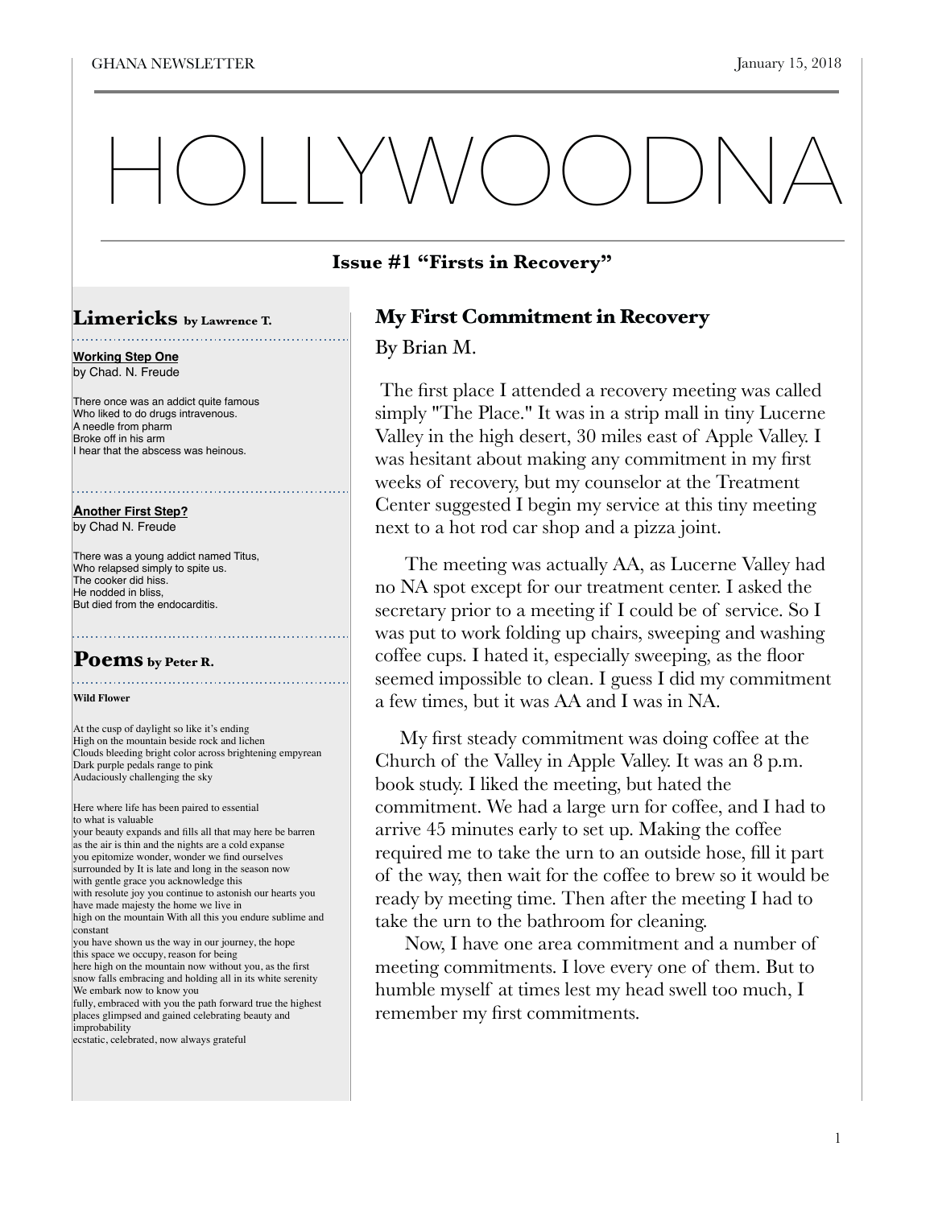# HOLLYWOODNA

**Issue #1 “Firsts in Recovery”**

## Limericks by Lawrence T.

**Working Step One**
by Chad. N. Freude

There once was an addict quite famous
Who liked to do drugs intravenous.
A needle from pharm
Broke off in his arm
I hear that the abscess was heinous.

**Another First Step?**
by Chad N. Freude

There was a young addict named Titus,
Who relapsed simply to spite us.
The cooker did hiss.
He nodded in bliss,
But died from the endocarditis.

## Poems by Peter R.

**Wild Flower**

At the cusp of daylight so like it’s ending
High on the mountain beside rock and lichen
Clouds bleeding bright color across brightening empyrean
Dark purple pedals range to pink
Audaciously challenging the sky

Here where life has been paired to essential
to what is valuable
your beauty expands and fills all that may here be barren
as the air is thin and the nights are a cold expanse
you epitomize wonder, wonder we find ourselves
surrounded by It is late and long in the season now
with gentle grace you acknowledge this
with resolute joy you continue to astonish our hearts you
have made majesty the home we live in
high on the mountain With all this you endure sublime and
constant
you have shown us the way in our journey, the hope
this space we occupy, reason for being
here high on the mountain now without you, as the first
snow falls embracing and holding all in its white serenity
We embark now to know you
fully, embraced with you the path forward true the highest
places glimpsed and gained celebrating beauty and
improbability
ecstatic, celebrated, now always grateful

## My First Commitment in Recovery

By Brian M.

The first place I attended a recovery meeting was called simply "The Place." It was in a strip mall in tiny Lucerne Valley in the high desert, 30 miles east of Apple Valley. I was hesitant about making any commitment in my first weeks of recovery, but my counselor at the Treatment Center suggested I begin my service at this tiny meeting next to a hot rod car shop and a pizza joint.

The meeting was actually AA, as Lucerne Valley had no NA spot except for our treatment center. I asked the secretary prior to a meeting if I could be of service. So I was put to work folding up chairs, sweeping and washing coffee cups. I hated it, especially sweeping, as the floor seemed impossible to clean. I guess I did my commitment a few times, but it was AA and I was in NA.

My first steady commitment was doing coffee at the Church of the Valley in Apple Valley. It was an 8 p.m. book study. I liked the meeting, but hated the commitment. We had a large urn for coffee, and I had to arrive 45 minutes early to set up. Making the coffee required me to take the urn to an outside hose, fill it part of the way, then wait for the coffee to brew so it would be ready by meeting time. Then after the meeting I had to take the urn to the bathroom for cleaning.

Now, I have one area commitment and a number of meeting commitments. I love every one of them. But to humble myself at times lest my head swell too much, I remember my first commitments.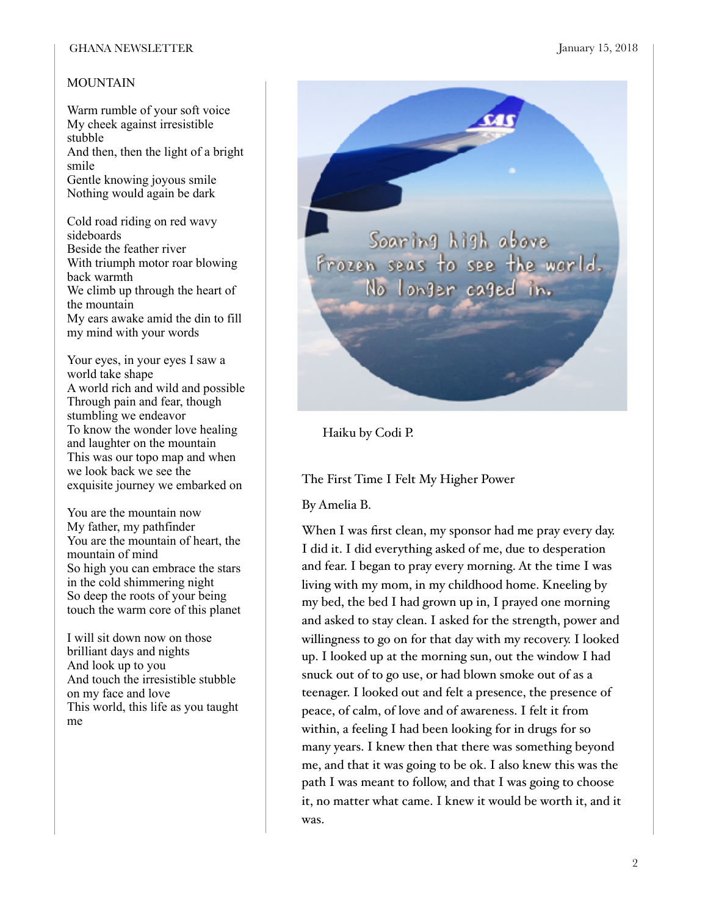## MOUNTAIN

Warm rumble of your soft voice
My cheek against irresistible stubble
And then, then the light of a bright smile
Gentle knowing joyous smile
Nothing would again be dark

Cold road riding on red wavy sideboards
Beside the feather river
With triumph motor roar blowing back warmth
We climb up through the heart of the mountain
My ears awake amid the din to fill my mind with your words

Your eyes, in your eyes I saw a world take shape
A world rich and wild and possible
Through pain and fear, though stumbling we endeavor
To know the wonder love healing and laughter on the mountain
This was our topo map and when we look back we see the exquisite journey we embarked on

You are the mountain now
My father, my pathfinder
You are the mountain of heart, the mountain of mind
So high you can embrace the stars in the cold shimmering night
So deep the roots of your being touch the warm core of this planet

I will sit down now on those brilliant days and nights
And look up to you
And touch the irresistible stubble on my face and love
This world, this life as you taught me

Soaring high above
Frozen seas to see the world.
No longer caged in.

Haiku by Codi P.

## The First Time I Felt My Higher Power

By Amelia B.

When I was first clean, my sponsor had me pray every day. I did it. I did everything asked of me, due to desperation and fear. I began to pray every morning. At the time I was living with my mom, in my childhood home. Kneeling by my bed, the bed I had grown up in, I prayed one morning and asked to stay clean. I asked for the strength, power and willingness to go on for that day with my recovery. I looked up. I looked up at the morning sun, out the window I had snuck out of to go use, or had blown smoke out of as a teenager. I looked out and felt a presence, the presence of peace, of calm, of love and of awareness. I felt it from within, a feeling I had been looking for in drugs for so many years. I knew then that there was something beyond me, and that it was going to be ok. I also knew this was the path I was meant to follow, and that I was going to choose it, no matter what came. I knew it would be worth it, and it was.